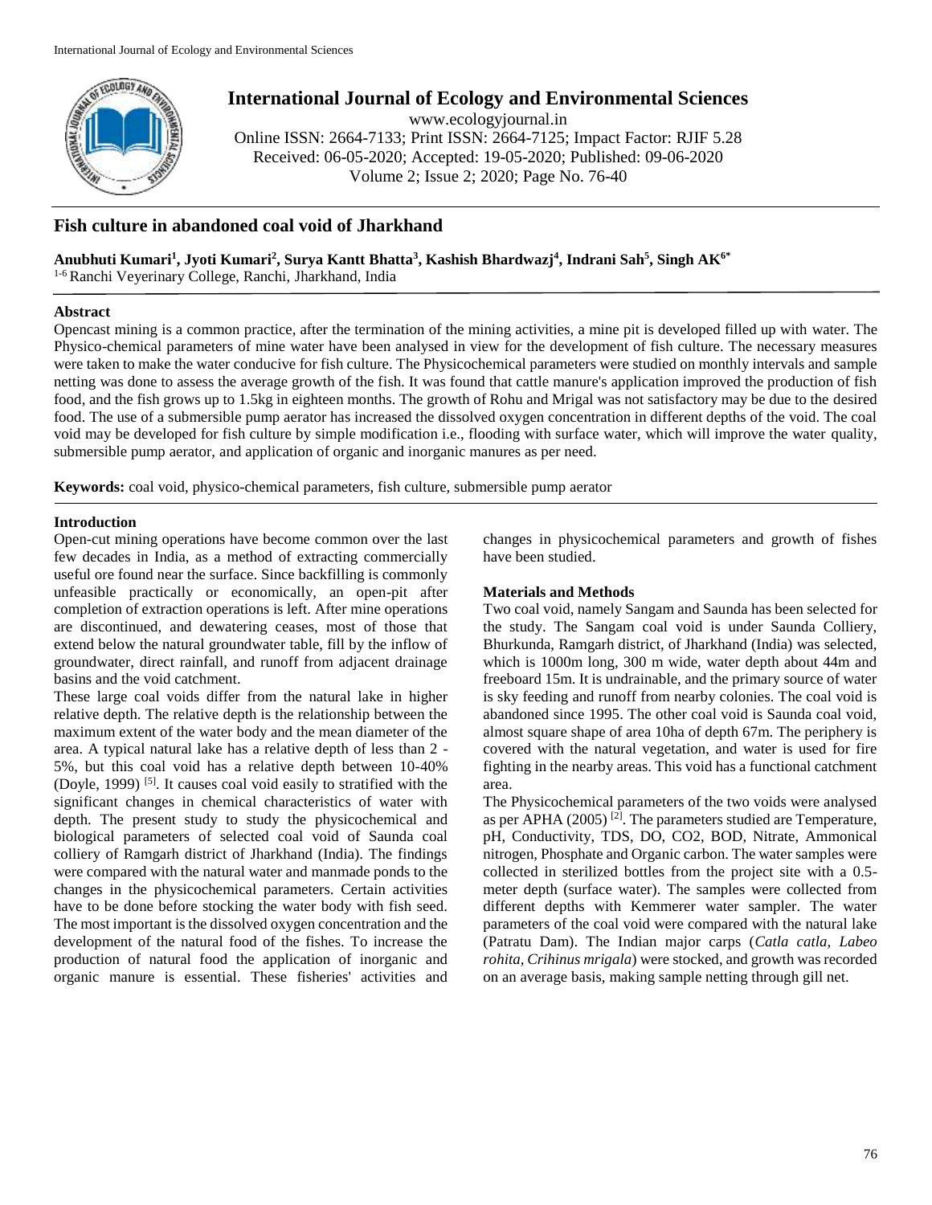# Fish culture in abandoned coal void of Jharkhand

**Anubhuti Kumari[1], Jyoti Kumari[2], Surya Kantt Bhatta[3], Kashish Bhardwazj[4], Indrani Sah[5], Singh AK[6*]**

[1-6] Ranchi Veyerinary College, Ranchi, Jharkhand, India

## Abstract

Opencast mining is a common practice, after the termination of the mining activities, a mine pit is developed filled up with water. The Physico-chemical parameters of mine water have been analysed in view for the development of fish culture. The necessary measures were taken to make the water conducive for fish culture. The Physicochemical parameters were studied on monthly intervals and sample netting was done to assess the average growth of the fish. It was found that cattle manure's application improved the production of fish food, and the fish grows up to 1.5kg in eighteen months. The growth of Rohu and Mrigal was not satisfactory may be due to the desired food. The use of a submersible pump aerator has increased the dissolved oxygen concentration in different depths of the void. The coal void may be developed for fish culture by simple modification i.e., flooding with surface water, which will improve the water quality, submersible pump aerator, and application of organic and inorganic manures as per need.

**Keywords:** coal void, physico-chemical parameters, fish culture, submersible pump aerator

## Introduction

Open-cut mining operations have become common over the last few decades in India, as a method of extracting commercially useful ore found near the surface. Since backfilling is commonly unfeasible practically or economically, an open-pit after completion of extraction operations is left. After mine operations are discontinued, and dewatering ceases, most of those that extend below the natural groundwater table, fill by the inflow of groundwater, direct rainfall, and runoff from adjacent drainage basins and the void catchment.

These large coal voids differ from the natural lake in higher relative depth. The relative depth is the relationship between the maximum extent of the water body and the mean diameter of the area. A typical natural lake has a relative depth of less than 2 - 5%, but this coal void has a relative depth between 10-40% (Doyle, 1999) [5]. It causes coal void easily to stratified with the significant changes in chemical characteristics of water with depth. The present study to study the physicochemical and biological parameters of selected coal void of Saunda coal colliery of Ramgarh district of Jharkhand (India). The findings were compared with the natural water and manmade ponds to the changes in the physicochemical parameters. Certain activities have to be done before stocking the water body with fish seed. The most important is the dissolved oxygen concentration and the development of the natural food of the fishes. To increase the production of natural food the application of inorganic and organic manure is essential. These fisheries' activities and changes in physicochemical parameters and growth of fishes have been studied.

## Materials and Methods

Two coal void, namely Sangam and Saunda has been selected for the study. The Sangam coal void is under Saunda Colliery, Bhurkunda, Ramgarh district, of Jharkhand (India) was selected, which is 1000m long, 300 m wide, water depth about 44m and freeboard 15m. It is undrainable, and the primary source of water is sky feeding and runoff from nearby colonies. The coal void is abandoned since 1995. The other coal void is Saunda coal void, almost square shape of area 10ha of depth 67m. The periphery is covered with the natural vegetation, and water is used for fire fighting in the nearby areas. This void has a functional catchment area.

The Physicochemical parameters of the two voids were analysed as per APHA (2005) [2]. The parameters studied are Temperature, pH, Conductivity, TDS, DO, CO2, BOD, Nitrate, Ammonical nitrogen, Phosphate and Organic carbon. The water samples were collected in sterilized bottles from the project site with a 0.5-meter depth (surface water). The samples were collected from different depths with Kemmerer water sampler. The water parameters of the coal void were compared with the natural lake (Patratu Dam). The Indian major carps (*Catla catla, Labeo rohita, Crihinus mrigala*) were stocked, and growth was recorded on an average basis, making sample netting through gill net.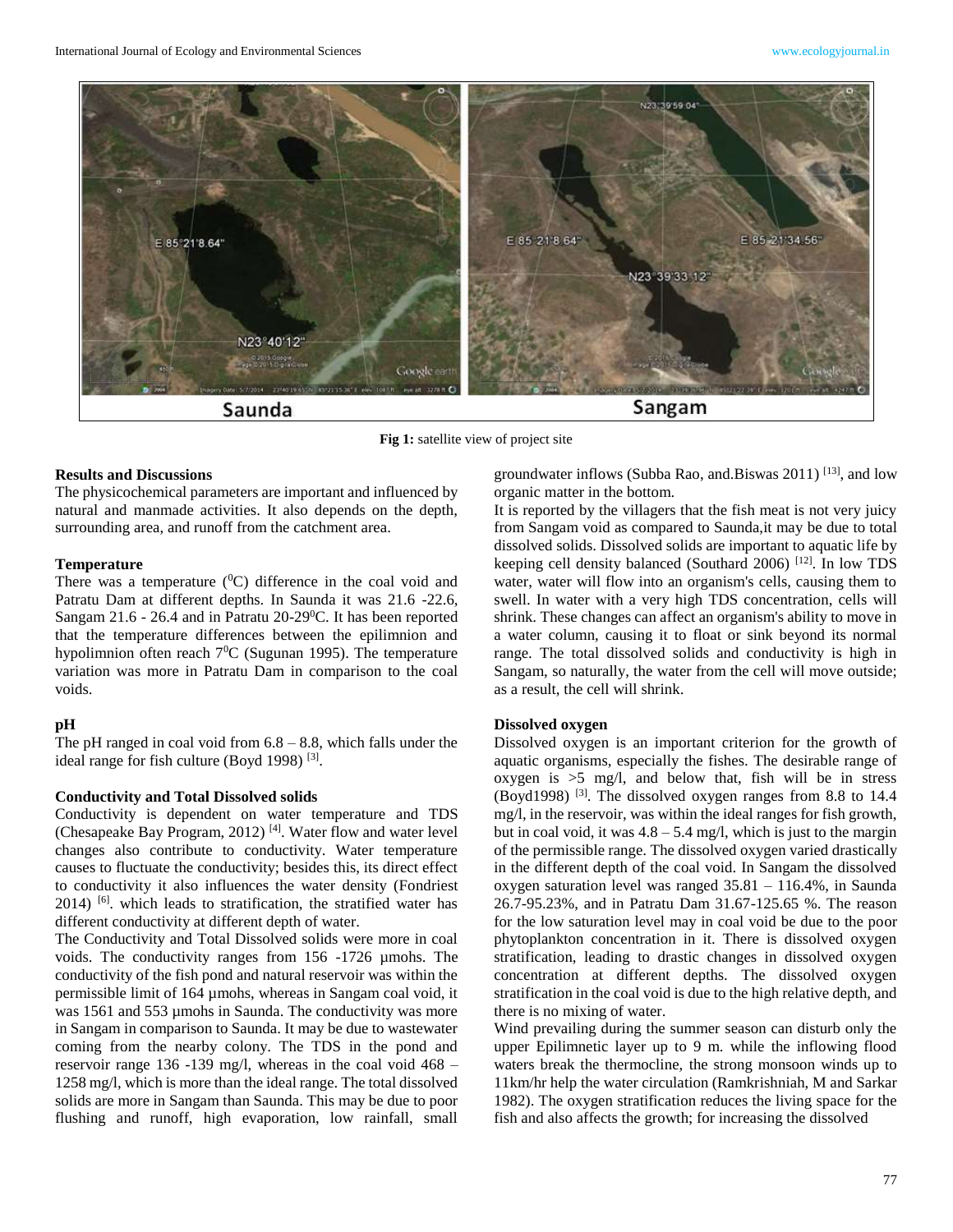Fig 1: satellite view of project site

## Results and Discussions

The physicochemical parameters are important and influenced by natural and manmade activities. It also depends on the depth, surrounding area, and runoff from the catchment area.

### Temperature

There was a temperature ($^0$C) difference in the coal void and Patratu Dam at different depths. In Saunda it was 21.6 -22.6, Sangam 21.6 - 26.4 and in Patratu 20-29$^0$C. It has been reported that the temperature differences between the epilimnion and hypolimnion often reach 7$^0$C (Sugunan 1995). The temperature variation was more in Patratu Dam in comparison to the coal voids.

### pH

The pH ranged in coal void from 6.8 – 8.8, which falls under the ideal range for fish culture (Boyd 1998) [3].

### Conductivity and Total Dissolved solids

Conductivity is dependent on water temperature and TDS (Chesapeake Bay Program, 2012) [4]. Water flow and water level changes also contribute to conductivity. Water temperature causes to fluctuate the conductivity; besides this, its direct effect to conductivity it also influences the water density (Fondriest 2014) [6]. which leads to stratification, the stratified water has different conductivity at different depth of water.

The Conductivity and Total Dissolved solids were more in coal voids. The conductivity ranges from 156 -1726 µmohs. The conductivity of the fish pond and natural reservoir was within the permissible limit of 164 µmohs, whereas in Sangam coal void, it was 1561 and 553 µmohs in Saunda. The conductivity was more in Sangam in comparison to Saunda. It may be due to wastewater coming from the nearby colony. The TDS in the pond and reservoir range 136 -139 mg/l, whereas in the coal void 468 – 1258 mg/l, which is more than the ideal range. The total dissolved solids are more in Sangam than Saunda. This may be due to poor flushing and runoff, high evaporation, low rainfall, small groundwater inflows (Subba Rao, and.Biswas 2011) [13], and low organic matter in the bottom.

It is reported by the villagers that the fish meat is not very juicy from Sangam void as compared to Saunda,it may be due to total dissolved solids. Dissolved solids are important to aquatic life by keeping cell density balanced (Southard 2006) [12]. In low TDS water, water will flow into an organism's cells, causing them to swell. In water with a very high TDS concentration, cells will shrink. These changes can affect an organism's ability to move in a water column, causing it to float or sink beyond its normal range. The total dissolved solids and conductivity is high in Sangam, so naturally, the water from the cell will move outside; as a result, the cell will shrink.

### Dissolved oxygen

Dissolved oxygen is an important criterion for the growth of aquatic organisms, especially the fishes. The desirable range of oxygen is >5 mg/l, and below that, fish will be in stress (Boyd1998) [3]. The dissolved oxygen ranges from 8.8 to 14.4 mg/l, in the reservoir, was within the ideal ranges for fish growth, but in coal void, it was 4.8 – 5.4 mg/l, which is just to the margin of the permissible range. The dissolved oxygen varied drastically in the different depth of the coal void. In Sangam the dissolved oxygen saturation level was ranged 35.81 – 116.4%, in Saunda 26.7-95.23%, and in Patratu Dam 31.67-125.65 %. The reason for the low saturation level may in coal void be due to the poor phytoplankton concentration in it. There is dissolved oxygen stratification, leading to drastic changes in dissolved oxygen concentration at different depths. The dissolved oxygen stratification in the coal void is due to the high relative depth, and there is no mixing of water.

Wind prevailing during the summer season can disturb only the upper Epilimnetic layer up to 9 m. while the inflowing flood waters break the thermocline, the strong monsoon winds up to 11km/hr help the water circulation (Ramkrishniah, M and Sarkar 1982). The oxygen stratification reduces the living space for the fish and also affects the growth; for increasing the dissolved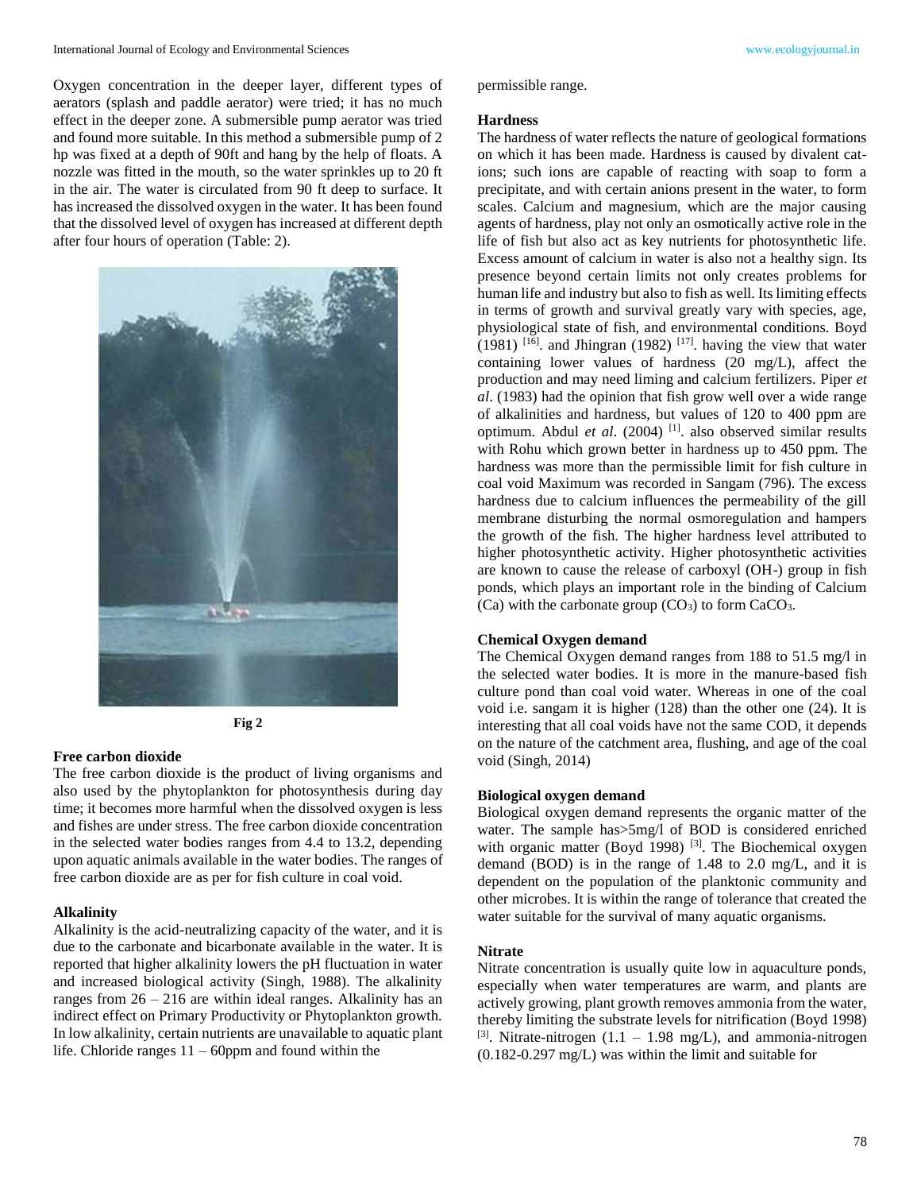Oxygen concentration in the deeper layer, different types of aerators (splash and paddle aerator) were tried; it has no much effect in the deeper zone. A submersible pump aerator was tried and found more suitable. In this method a submersible pump of 2 hp was fixed at a depth of 90ft and hang by the help of floats. A nozzle was fitted in the mouth, so the water sprinkles up to 20 ft in the air. The water is circulated from 90 ft deep to surface. It has increased the dissolved oxygen in the water. It has been found that the dissolved level of oxygen has increased at different depth after four hours of operation (Table: 2).

**Fig 2**

### Free carbon dioxide

The free carbon dioxide is the product of living organisms and also used by the phytoplankton for photosynthesis during day time; it becomes more harmful when the dissolved oxygen is less and fishes are under stress. The free carbon dioxide concentration in the selected water bodies ranges from 4.4 to 13.2, depending upon aquatic animals available in the water bodies. The ranges of free carbon dioxide are as per for fish culture in coal void.

### Alkalinity

Alkalinity is the acid-neutralizing capacity of the water, and it is due to the carbonate and bicarbonate available in the water. It is reported that higher alkalinity lowers the pH fluctuation in water and increased biological activity (Singh, 1988). The alkalinity ranges from 26 – 216 are within ideal ranges. Alkalinity has an indirect effect on Primary Productivity or Phytoplankton growth. In low alkalinity, certain nutrients are unavailable to aquatic plant life. Chloride ranges 11 – 60ppm and found within the permissible range.

### Hardness

The hardness of water reflects the nature of geological formations on which it has been made. Hardness is caused by divalent cat-ions; such ions are capable of reacting with soap to form a precipitate, and with certain anions present in the water, to form scales. Calcium and magnesium, which are the major causing agents of hardness, play not only an osmotically active role in the life of fish but also act as key nutrients for photosynthetic life. Excess amount of calcium in water is also not a healthy sign. Its presence beyond certain limits not only creates problems for human life and industry but also to fish as well. Its limiting effects in terms of growth and survival greatly vary with species, age, physiological state of fish, and environmental conditions. Boyd (1981) [16]. and Jhingran (1982) [17]. having the view that water containing lower values of hardness (20 mg/L), affect the production and may need liming and calcium fertilizers. Piper *et al*. (1983) had the opinion that fish grow well over a wide range of alkalinities and hardness, but values of 120 to 400 ppm are optimum. Abdul *et al*. (2004) [1]. also observed similar results with Rohu which grown better in hardness up to 450 ppm. The hardness was more than the permissible limit for fish culture in coal void Maximum was recorded in Sangam (796). The excess hardness due to calcium influences the permeability of the gill membrane disturbing the normal osmoregulation and hampers the growth of the fish. The higher hardness level attributed to higher photosynthetic activity. Higher photosynthetic activities are known to cause the release of carboxyl (OH-) group in fish ponds, which plays an important role in the binding of Calcium (Ca) with the carbonate group ($CO_3$) to form $CaCO_3$.

### Chemical Oxygen demand

The Chemical Oxygen demand ranges from 188 to 51.5 mg/l in the selected water bodies. It is more in the manure-based fish culture pond than coal void water. Whereas in one of the coal void i.e. sangam it is higher (128) than the other one (24). It is interesting that all coal voids have not the same COD, it depends on the nature of the catchment area, flushing, and age of the coal void (Singh, 2014)

### Biological oxygen demand

Biological oxygen demand represents the organic matter of the water. The sample has>5mg/l of BOD is considered enriched with organic matter (Boyd 1998) [3]. The Biochemical oxygen demand (BOD) is in the range of 1.48 to 2.0 mg/L, and it is dependent on the population of the planktonic community and other microbes. It is within the range of tolerance that created the water suitable for the survival of many aquatic organisms.

### Nitrate

Nitrate concentration is usually quite low in aquaculture ponds, especially when water temperatures are warm, and plants are actively growing, plant growth removes ammonia from the water, thereby limiting the substrate levels for nitrification (Boyd 1998) [3]. Nitrate-nitrogen (1.1 – 1.98 mg/L), and ammonia-nitrogen (0.182-0.297 mg/L) was within the limit and suitable for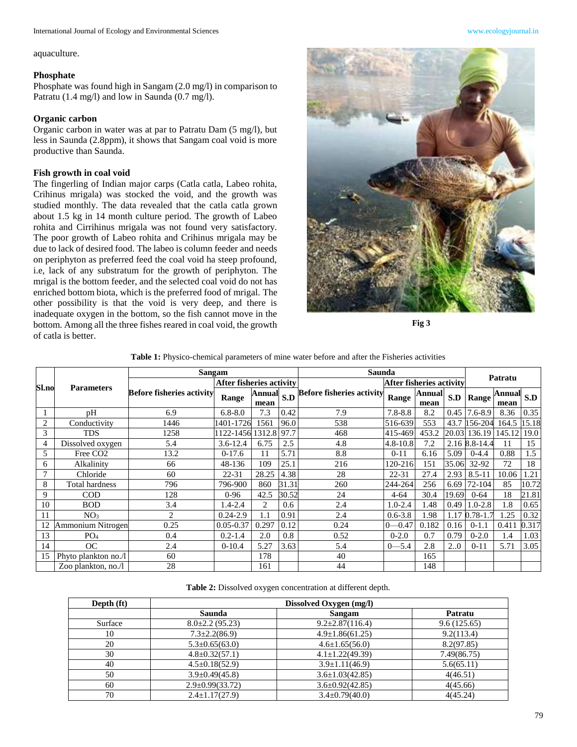aquaculture.

### Phosphate

Phosphate was found high in Sangam (2.0 mg/l) in comparison to Patratu (1.4 mg/l) and low in Saunda (0.7 mg/l).

### Organic carbon

Organic carbon in water was at par to Patratu Dam (5 mg/l), but less in Saunda (2.8ppm), it shows that Sangam coal void is more productive than Saunda.

### Fish growth in coal void

The fingerling of Indian major carps (Catla catla, Labeo rohita, Crihinus mrigala) was stocked the void, and the growth was studied monthly. The data revealed that the catla catla grown about 1.5 kg in 14 month culture period. The growth of Labeo rohita and Cirrihinus mrigala was not found very satisfactory. The poor growth of Labeo rohita and Crihinus mrigala may be due to lack of desired food. The labeo is column feeder and needs on periphyton as preferred feed the coal void ha steep profound, i.e, lack of any substratum for the growth of periphyton. The mrigal is the bottom feeder, and the selected coal void do not has enriched bottom biota, which is the preferred food of mrigal. The other possibility is that the void is very deep, and there is inadequate oxygen in the bottom, so the fish cannot move in the bottom. Among all the three fishes reared in coal void, the growth of catla is better.

**Fig 3**

**Table 1:** Physico-chemical parameters of mine water before and after the Fisheries activities

| Sl.no | Parameters | Sangam | | | | Saunda | | | | Patratu | | |
|---|---|---|---|---|---|---|---|---|---|---|---|---|
| | | Before fisheries activity | After fisheries activity | | | Before fisheries activity | After fisheries activity | | | | | |
| | | | Range | Annual mean | S.D | | Range | Annual mean | S.D | Range | Annual mean | S.D |
| 1 | pH | 6.9 | 6.8-8.0 | 7.3 | 0.42 | 7.9 | 7.8-8.8 | 8.2 | 0.45 | 7.6-8.9 | 8.36 | 0.35 |
| 2 | Conductivity | 1446 | 1401-1726 | 1561 | 96.0 | 538 | 516-639 | 553 | 43.7 | 156-204 | 164.5 | 15.18 |
| 3 | TDS | 1258 | 1122-1456 | 1312.8 | 97.7 | 468 | 415-469 | 453.2 | 20.03 | 136.19 | 145.12 | 19.0 |
| 4 | Dissolved oxygen | 5.4 | 3.6-12.4 | 6.75 | 2.5 | 4.8 | 4.8-10.8 | 7.2 | 2.16 | 8.8-14.4 | 11 | 15 |
| 5 | Free $CO_2$ | 13.2 | 0-17.6 | 11 | 5.71 | 8.8 | 0-11 | 6.16 | 5.09 | 0-4.4 | 0.88 | 1.5 |
| 6 | Alkalinity | 66 | 48-136 | 109 | 25.1 | 216 | 120-216 | 151 | 35.06 | 32-92 | 72 | 18 |
| 7 | Chloride | 60 | 22-31 | 28.25 | 4.38 | 28 | 22-31 | 27.4 | 2.93 | 8.5-11 | 10.06 | 1.21 |
| 8 | Total hardness | 796 | 796-900 | 860 | 31.31 | 260 | 244-264 | 256 | 6.69 | 72-104 | 85 | 10.72 |
| 9 | COD | 128 | 0-96 | 42.5 | 30.52 | 24 | 4-64 | 30.4 | 19.69 | 0-64 | 18 | 21.81 |
| 10 | BOD | 3.4 | 1.4-2.4 | 2 | 0.6 | 2.4 | 1.0-2.4 | 1.48 | 0.49 | 1.0-2.8 | 1.8 | 0.65 |
| 11 | $NO_3$ | 2 | 0.24-2.9 | 1.1 | 0.91 | 2.4 | 0.6-3.8 | 1.98 | 1.17 | 0.78-1.7 | 1.25 | 0.32 |
| 12 | Ammonium Nitrogen | 0.25 | 0.05-0.37 | 0.297 | 0.12 | 0.24 | 0—0.47 | 0.182 | 0.16 | 0-1.1 | 0.411 | 0.317 |
| 13 | $PO_4$ | 0.4 | 0.2-1.4 | 2.0 | 0.8 | 0.52 | 0-2.0 | 0.7 | 0.79 | 0-2.0 | 1.4 | 1.03 |
| 14 | OC | 2.4 | 0-10.4 | 5.27 | 3.63 | 5.4 | 0—5.4 | 2.8 | 2..0 | 0-11 | 5.71 | 3.05 |
| 15 | Phyto plankton no./l | 60 | | 178 | | 40 | | 165 | | | | |
| | Zoo plankton, no./l | 28 | | 161 | | 44 | | 148 | | | | |

**Table 2:** Dissolved oxygen concentration at different depth.

| Depth (ft) | Dissolved Oxygen (mg/l) | | |
|---|---|---|---|
| | Saunda | Sangam | Patratu |
| Surface | 8.0±2.2 (95.23) | 9.2±2.87(116.4) | 9.6 (125.65) |
| 10 | 7.3±2.2(86.9) | 4.9±1.86(61.25) | 9.2(113.4) |
| 20 | 5.3±0.65(63.0) | 4.6±1.65(56.0) | 8.2(97.85) |
| 30 | 4.8±0.32(57.1) | 4.1±1.22(49.39) | 7.49(86.75) |
| 40 | 4.5±0.18(52.9) | 3.9±1.11(46.9) | 5.6(65.11) |
| 50 | 3.9±0.49(45.8) | 3.6±1.03(42.85) | 4(46.51) |
| 60 | 2.9±0.99(33.72) | 3.6±0.92(42.85) | 4(45.66) |
| 70 | 2.4±1.17(27.9) | 3.4±0.79(40.0) | 4(45.24) |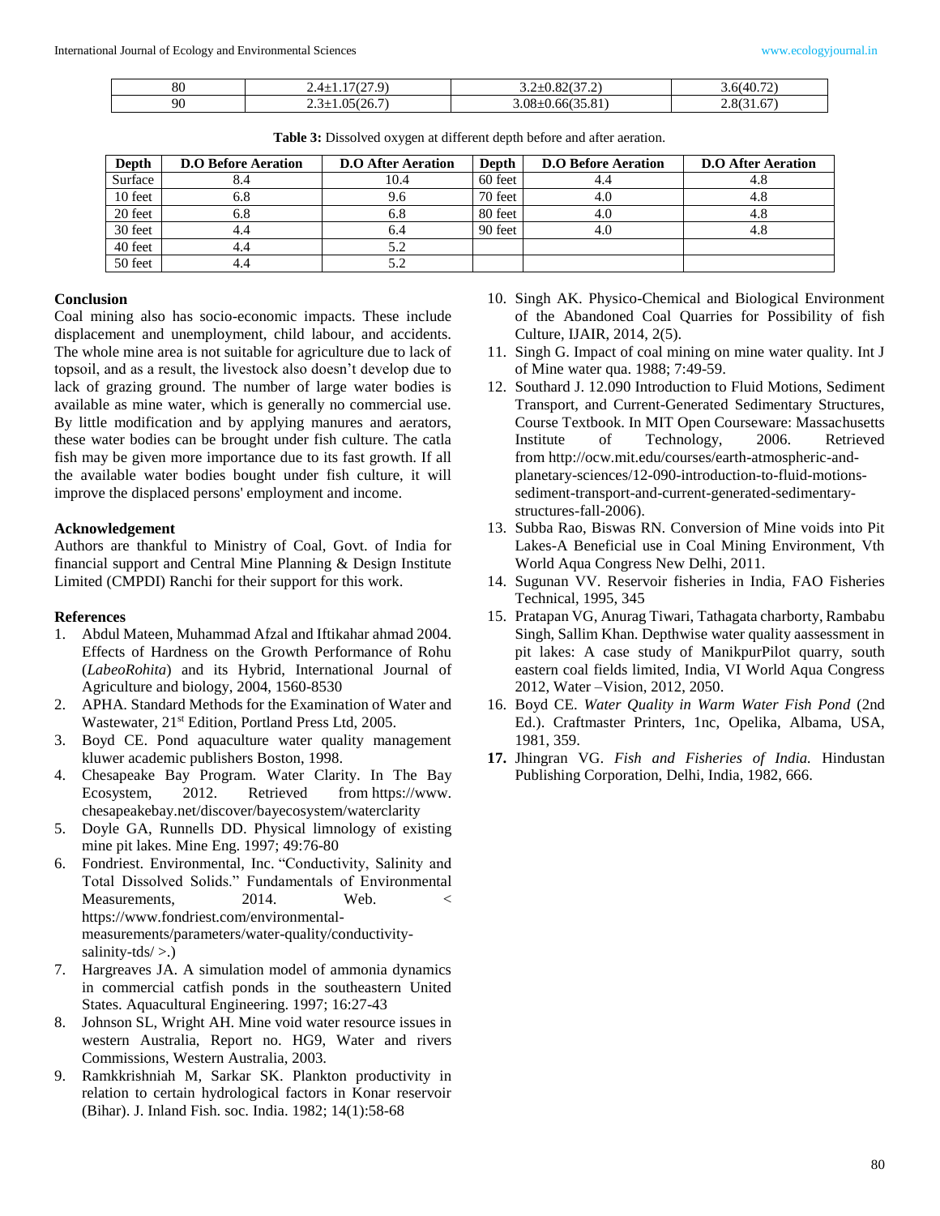| | | | |
|---|---|---|---|
| 80 | 2.4±1.17(27.9) | 3.2±0.82(37.2) | 3.6(40.72) |
| 90 | 2.3±1.05(26.7) | 3.08±0.66(35.81) | 2.8(31.67) |

**Table 3:** Dissolved oxygen at different depth before and after aeration.

| Depth | D.O Before Aeration | D.O After Aeration | Depth | D.O Before Aeration | D.O After Aeration |
|---|---|---|---|---|---|
| Surface | 8.4 | 10.4 | 60 feet | 4.4 | 4.8 |
| 10 feet | 6.8 | 9.6 | 70 feet | 4.0 | 4.8 |
| 20 feet | 6.8 | 6.8 | 80 feet | 4.0 | 4.8 |
| 30 feet | 4.4 | 6.4 | 90 feet | 4.0 | 4.8 |
| 40 feet | 4.4 | 5.2 | | | |
| 50 feet | 4.4 | 5.2 | | | |

## Conclusion

Coal mining also has socio-economic impacts. These include displacement and unemployment, child labour, and accidents. The whole mine area is not suitable for agriculture due to lack of topsoil, and as a result, the livestock also doesn't develop due to lack of grazing ground. The number of large water bodies is available as mine water, which is generally no commercial use. By little modification and by applying manures and aerators, these water bodies can be brought under fish culture. The catla fish may be given more importance due to its fast growth. If all the available water bodies bought under fish culture, it will improve the displaced persons' employment and income.

## Acknowledgement

Authors are thankful to Ministry of Coal, Govt. of India for financial support and Central Mine Planning & Design Institute Limited (CMPDI) Ranchi for their support for this work.

## References

1. Abdul Mateen, Muhammad Afzal and Iftikahar ahmad 2004. Effects of Hardness on the Growth Performance of Rohu (*LabeoRohita*) and its Hybrid, International Journal of Agriculture and biology, 2004, 1560-8530
2. APHA. Standard Methods for the Examination of Water and Wastewater, 21st Edition, Portland Press Ltd, 2005.
3. Boyd CE. Pond aquaculture water quality management kluwer academic publishers Boston, 1998.
4. Chesapeake Bay Program. Water Clarity. In The Bay Ecosystem, 2012. Retrieved from https://www.chesapeakebay.net/discover/bayecosystem/waterclarity
5. Doyle GA, Runnells DD. Physical limnology of existing mine pit lakes. Mine Eng. 1997; 49:76-80
6. Fondriest. Environmental, Inc. "Conductivity, Salinity and Total Dissolved Solids." Fundamentals of Environmental Measurements, 2014. Web. < https://www.fondriest.com/environmental-measurements/parameters/water-quality/conductivity-salinity-tds/ >.)
7. Hargreaves JA. A simulation model of ammonia dynamics in commercial catfish ponds in the southeastern United States. Aquacultural Engineering. 1997; 16:27-43
8. Johnson SL, Wright AH. Mine void water resource issues in western Australia, Report no. HG9, Water and rivers Commissions, Western Australia, 2003.
9. Ramkkrishniah M, Sarkar SK. Plankton productivity in relation to certain hydrological factors in Konar reservoir (Bihar). J. Inland Fish. soc. India. 1982; 14(1):58-68
10. Singh AK. Physico-Chemical and Biological Environment of the Abandoned Coal Quarries for Possibility of fish Culture, IJAIR, 2014, 2(5).
11. Singh G. Impact of coal mining on mine water quality. Int J of Mine water qua. 1988; 7:49-59.
12. Southard J. 12.090 Introduction to Fluid Motions, Sediment Transport, and Current-Generated Sedimentary Structures, Course Textbook. In MIT Open Courseware: Massachusetts Institute of Technology, 2006. Retrieved from http://ocw.mit.edu/courses/earth-atmospheric-and-planetary-sciences/12-090-introduction-to-fluid-motions-sediment-transport-and-current-generated-sedimentary-structures-fall-2006).
13. Subba Rao, Biswas RN. Conversion of Mine voids into Pit Lakes-A Beneficial use in Coal Mining Environment, Vth World Aqua Congress New Delhi, 2011.
14. Sugunan VV. Reservoir fisheries in India, FAO Fisheries Technical, 1995, 345
15. Pratapan VG, Anurag Tiwari, Tathagata charborty, Rambabu Singh, Sallim Khan. Depthwise water quality aassessment in pit lakes: A case study of ManikpurPilot quarry, south eastern coal fields limited, India, VI World Aqua Congress 2012, Water –Vision, 2012, 2050.
16. Boyd CE. *Water Quality in Warm Water Fish Pond* (2nd Ed.). Craftmaster Printers, 1nc, Opelika, Albama, USA, 1981, 359.
17. Jhingran VG. *Fish and Fisheries of India.* Hindustan Publishing Corporation, Delhi, India, 1982, 666.